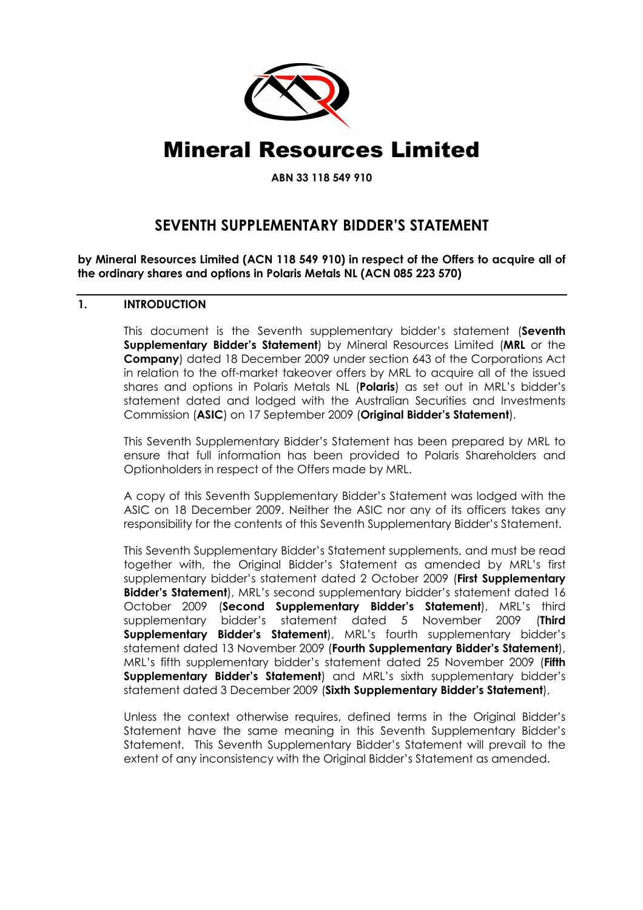# Mineral Resources Limited

**ABN 33 118 549 910**

## SEVENTH SUPPLEMENTARY BIDDER'S STATEMENT

**by Mineral Resources Limited (ACN 118 549 910) in respect of the Offers to acquire all of the ordinary shares and options in Polaris Metals NL (ACN 085 223 570)**

### 1. INTRODUCTION

This document is the Seventh supplementary bidder's statement (**Seventh Supplementary Bidder's Statement**) by Mineral Resources Limited (**MRL** or the **Company**) dated 18 December 2009 under section 643 of the Corporations Act in relation to the off-market takeover offers by MRL to acquire all of the issued shares and options in Polaris Metals NL (**Polaris**) as set out in MRL's bidder's statement dated and lodged with the Australian Securities and Investments Commission (**ASIC**) on 17 September 2009 (**Original Bidder's Statement**).

This Seventh Supplementary Bidder's Statement has been prepared by MRL to ensure that full information has been provided to Polaris Shareholders and Optionholders in respect of the Offers made by MRL.

A copy of this Seventh Supplementary Bidder's Statement was lodged with the ASIC on 18 December 2009. Neither the ASIC nor any of its officers takes any responsibility for the contents of this Seventh Supplementary Bidder's Statement.

This Seventh Supplementary Bidder's Statement supplements, and must be read together with, the Original Bidder's Statement as amended by MRL's first supplementary bidder's statement dated 2 October 2009 (**First Supplementary Bidder's Statement**), MRL's second supplementary bidder's statement dated 16 October 2009 (**Second Supplementary Bidder's Statement**), MRL's third supplementary bidder's statement dated 5 November 2009 (**Third Supplementary Bidder's Statement**), MRL's fourth supplementary bidder's statement dated 13 November 2009 (**Fourth Supplementary Bidder's Statement**), MRL's fifth supplementary bidder's statement dated 25 November 2009 (**Fifth Supplementary Bidder's Statement**) and MRL's sixth supplementary bidder's statement dated 3 December 2009 (**Sixth Supplementary Bidder's Statement**),

Unless the context otherwise requires, defined terms in the Original Bidder's Statement have the same meaning in this Seventh Supplementary Bidder's Statement. This Seventh Supplementary Bidder's Statement will prevail to the extent of any inconsistency with the Original Bidder's Statement as amended.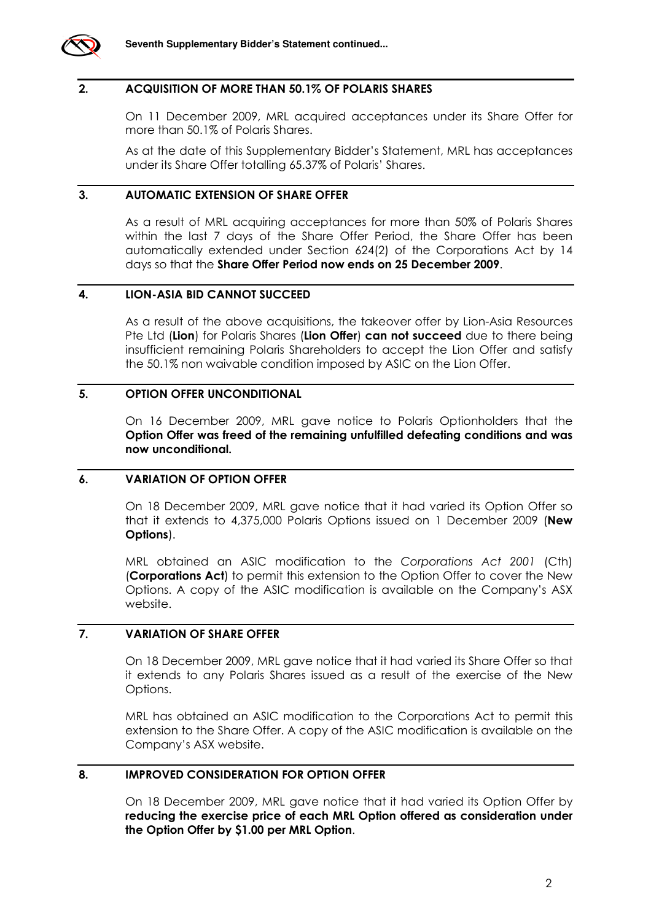## 2. ACQUISITION OF MORE THAN 50.1% OF POLARIS SHARES

On 11 December 2009, MRL acquired acceptances under its Share Offer for more than 50.1% of Polaris Shares.

As at the date of this Supplementary Bidder's Statement, MRL has acceptances under its Share Offer totalling 65.37% of Polaris' Shares.

## 3. AUTOMATIC EXTENSION OF SHARE OFFER

As a result of MRL acquiring acceptances for more than 50% of Polaris Shares within the last 7 days of the Share Offer Period, the Share Offer has been automatically extended under Section 624(2) of the Corporations Act by 14 days so that the **Share Offer Period now ends on 25 December 2009**.

## 4. LION-ASIA BID CANNOT SUCCEED

As a result of the above acquisitions, the takeover offer by Lion-Asia Resources Pte Ltd (**Lion**) for Polaris Shares (**Lion Offer**) **can not succeed** due to there being insufficient remaining Polaris Shareholders to accept the Lion Offer and satisfy the 50.1% non waivable condition imposed by ASIC on the Lion Offer.

## 5. OPTION OFFER UNCONDITIONAL

On 16 December 2009, MRL gave notice to Polaris Optionholders that the **Option Offer was freed of the remaining unfulfilled defeating conditions and was now unconditional.**

## 6. VARIATION OF OPTION OFFER

On 18 December 2009, MRL gave notice that it had varied its Option Offer so that it extends to 4,375,000 Polaris Options issued on 1 December 2009 (**New Options**).

MRL obtained an ASIC modification to the *Corporations Act 2001* (Cth) (**Corporations Act**) to permit this extension to the Option Offer to cover the New Options. A copy of the ASIC modification is available on the Company's ASX website.

## 7. VARIATION OF SHARE OFFER

On 18 December 2009, MRL gave notice that it had varied its Share Offer so that it extends to any Polaris Shares issued as a result of the exercise of the New Options.

MRL has obtained an ASIC modification to the Corporations Act to permit this extension to the Share Offer. A copy of the ASIC modification is available on the Company's ASX website.

## 8. IMPROVED CONSIDERATION FOR OPTION OFFER

On 18 December 2009, MRL gave notice that it had varied its Option Offer by **reducing the exercise price of each MRL Option offered as consideration under the Option Offer by $1.00 per MRL Option**.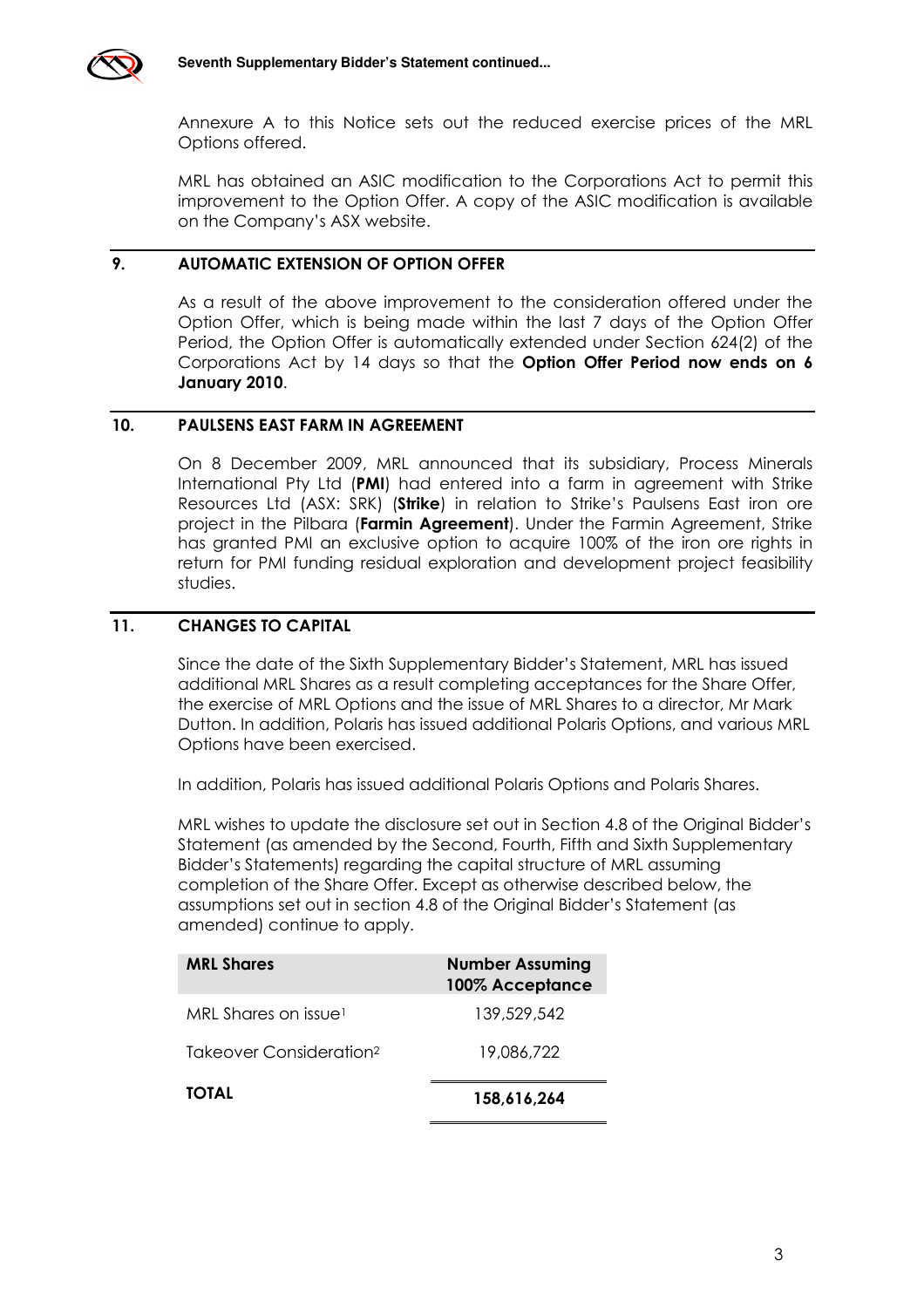Annexure A to this Notice sets out the reduced exercise prices of the MRL Options offered.

MRL has obtained an ASIC modification to the Corporations Act to permit this improvement to the Option Offer. A copy of the ASIC modification is available on the Company's ASX website.

## 9. AUTOMATIC EXTENSION OF OPTION OFFER

As a result of the above improvement to the consideration offered under the Option Offer, which is being made within the last 7 days of the Option Offer Period, the Option Offer is automatically extended under Section 624(2) of the Corporations Act by 14 days so that the **Option Offer Period now ends on 6 January 2010**.

## 10. PAULSENS EAST FARM IN AGREEMENT

On 8 December 2009, MRL announced that its subsidiary, Process Minerals International Pty Ltd (**PMI**) had entered into a farm in agreement with Strike Resources Ltd (ASX: SRK) (**Strike**) in relation to Strike's Paulsens East iron ore project in the Pilbara (**Farmin Agreement**). Under the Farmin Agreement, Strike has granted PMI an exclusive option to acquire 100% of the iron ore rights in return for PMI funding residual exploration and development project feasibility studies.

## 11. CHANGES TO CAPITAL

Since the date of the Sixth Supplementary Bidder's Statement, MRL has issued additional MRL Shares as a result completing acceptances for the Share Offer, the exercise of MRL Options and the issue of MRL Shares to a director, Mr Mark Dutton. In addition, Polaris has issued additional Polaris Options, and various MRL Options have been exercised.

In addition, Polaris has issued additional Polaris Options and Polaris Shares.

MRL wishes to update the disclosure set out in Section 4.8 of the Original Bidder's Statement (as amended by the Second, Fourth, Fifth and Sixth Supplementary Bidder's Statements) regarding the capital structure of MRL assuming completion of the Share Offer. Except as otherwise described below, the assumptions set out in section 4.8 of the Original Bidder's Statement (as amended) continue to apply.

| MRL Shares | Number Assuming 100% Acceptance |
|---|---|
| MRL Shares on issue[1] | 139,529,542 |
| Takeover Consideration[2] | 19,086,722 |
| **TOTAL** | **158,616,264** |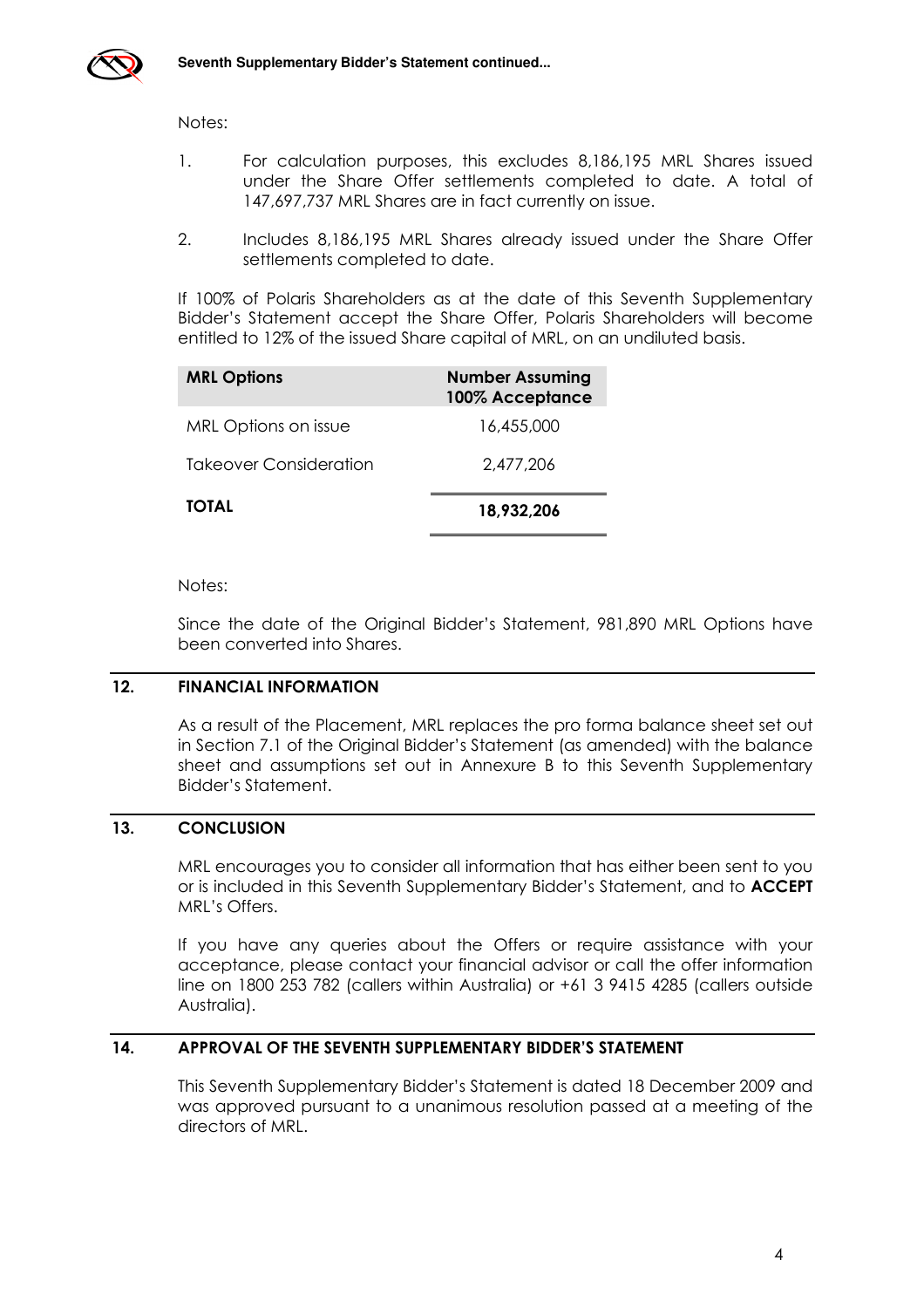Notes:

1. For calculation purposes, this excludes 8,186,195 MRL Shares issued under the Share Offer settlements completed to date. A total of 147,697,737 MRL Shares are in fact currently on issue.
2. Includes 8,186,195 MRL Shares already issued under the Share Offer settlements completed to date.

If 100% of Polaris Shareholders as at the date of this Seventh Supplementary Bidder's Statement accept the Share Offer, Polaris Shareholders will become entitled to 12% of the issued Share capital of MRL, on an undiluted basis.

| MRL Options | Number Assuming 100% Acceptance |
|---|---|
| MRL Options on issue | 16,455,000 |
| Takeover Consideration | 2,477,206 |
| **TOTAL** | **18,932,206** |

Notes:

Since the date of the Original Bidder's Statement, 981,890 MRL Options have been converted into Shares.

## 12. FINANCIAL INFORMATION

As a result of the Placement, MRL replaces the pro forma balance sheet set out in Section 7.1 of the Original Bidder's Statement (as amended) with the balance sheet and assumptions set out in Annexure B to this Seventh Supplementary Bidder's Statement.

## 13. CONCLUSION

MRL encourages you to consider all information that has either been sent to you or is included in this Seventh Supplementary Bidder's Statement, and to **ACCEPT** MRL's Offers.

If you have any queries about the Offers or require assistance with your acceptance, please contact your financial advisor or call the offer information line on 1800 253 782 (callers within Australia) or +61 3 9415 4285 (callers outside Australia).

## 14. APPROVAL OF THE SEVENTH SUPPLEMENTARY BIDDER'S STATEMENT

This Seventh Supplementary Bidder's Statement is dated 18 December 2009 and was approved pursuant to a unanimous resolution passed at a meeting of the directors of MRL.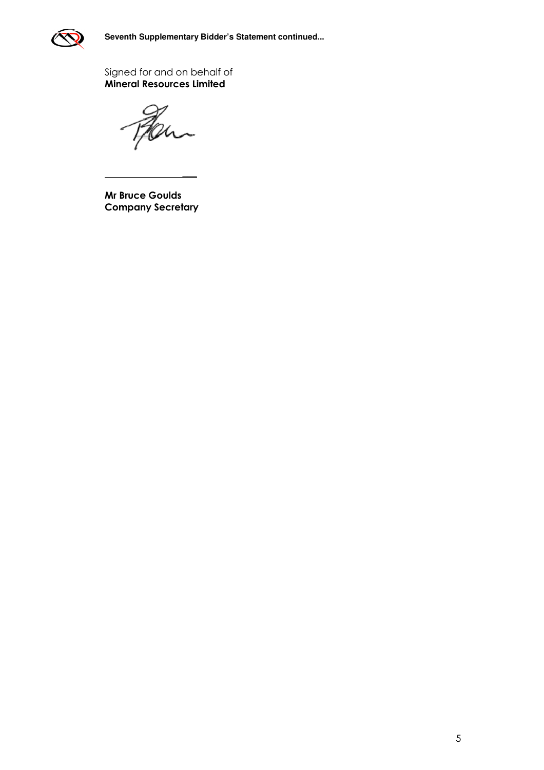Signed for and on behalf of
**Mineral Resources Limited**

**Mr Bruce Goulds**
**Company Secretary**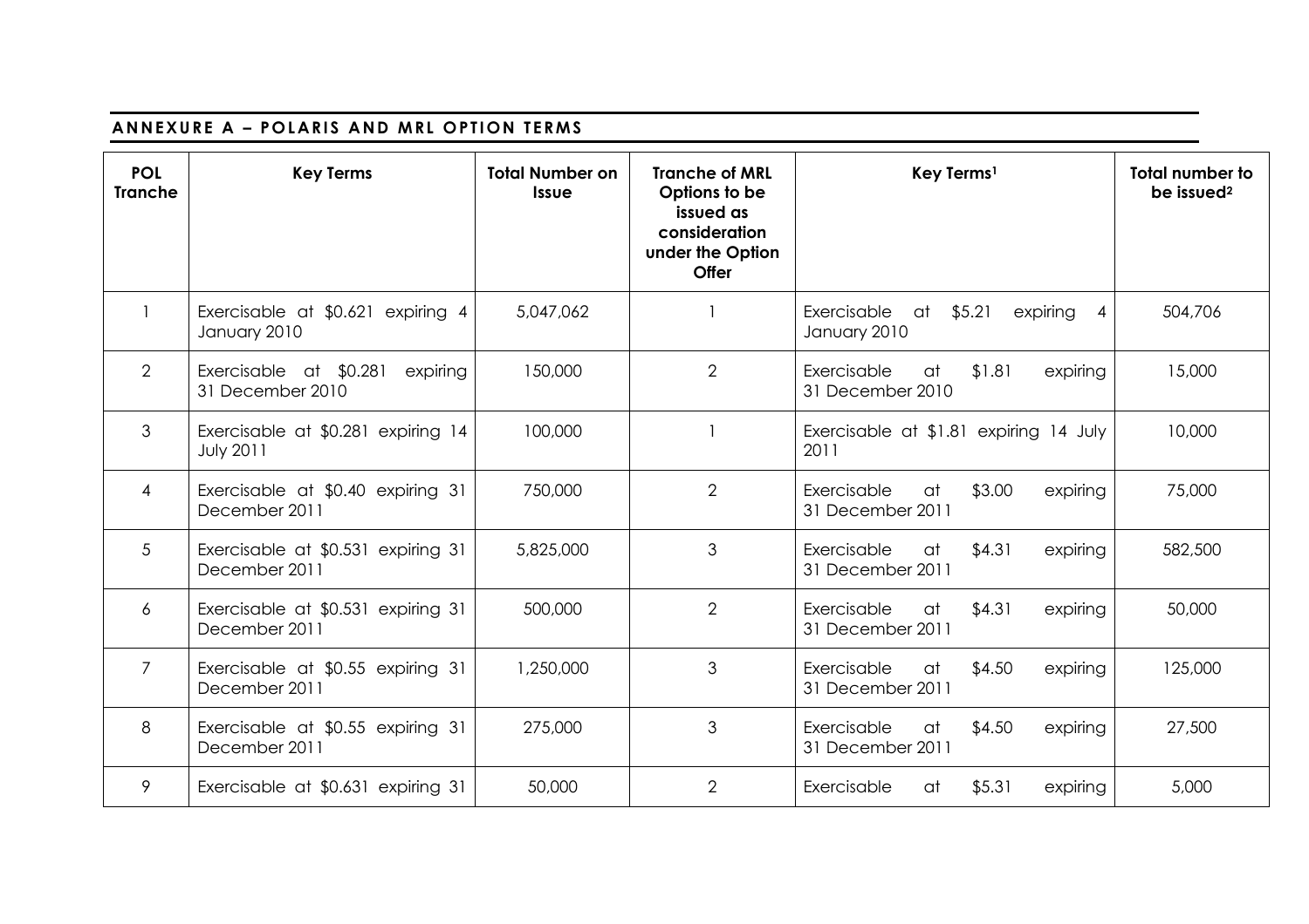## ANNEXURE A – POLARIS AND MRL OPTION TERMS

| POL Tranche | Key Terms | Total Number on Issue | Tranche of MRL Options to be issued as consideration under the Option Offer | Key Terms[1] | Total number to be issued[2] |
|---|---|---|---|---|---|
| 1 | Exercisable at $0.621 expiring 4 January 2010 | 5,047,062 | 1 | Exercisable at $5.21 expiring 4 January 2010 | 504,706 |
| 2 | Exercisable at $0.281 expiring 31 December 2010 | 150,000 | 2 | Exercisable at $1.81 expiring 31 December 2010 | 15,000 |
| 3 | Exercisable at $0.281 expiring 14 July 2011 | 100,000 | 1 | Exercisable at $1.81 expiring 14 July 2011 | 10,000 |
| 4 | Exercisable at $0.40 expiring 31 December 2011 | 750,000 | 2 | Exercisable at $3.00 expiring 31 December 2011 | 75,000 |
| 5 | Exercisable at $0.531 expiring 31 December 2011 | 5,825,000 | 3 | Exercisable at $4.31 expiring 31 December 2011 | 582,500 |
| 6 | Exercisable at $0.531 expiring 31 December 2011 | 500,000 | 2 | Exercisable at $4.31 expiring 31 December 2011 | 50,000 |
| 7 | Exercisable at $0.55 expiring 31 December 2011 | 1,250,000 | 3 | Exercisable at $4.50 expiring 31 December 2011 | 125,000 |
| 8 | Exercisable at $0.55 expiring 31 December 2011 | 275,000 | 3 | Exercisable at $4.50 expiring 31 December 2011 | 27,500 |
| 9 | Exercisable at $0.631 expiring 31 | 50,000 | 2 | Exercisable at $5.31 expiring | 5,000 |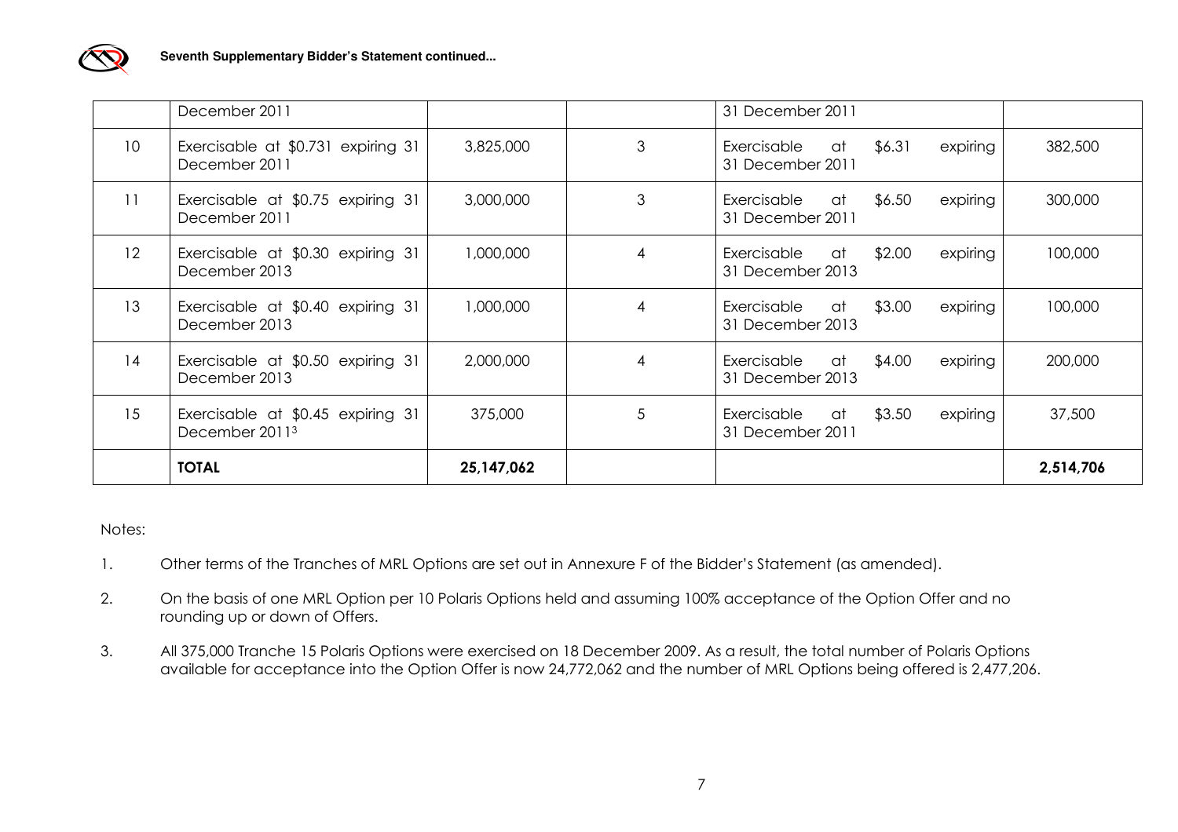|  | December 2011 |  |  | 31 December 2011 |  |
|---|---|---|---|---|---|
| 10 | Exercisable at $0.731 expiring 31 December 2011 | 3,825,000 | 3 | Exercisable at $6.31 expiring 31 December 2011 | 382,500 |
| 11 | Exercisable at $0.75 expiring 31 December 2011 | 3,000,000 | 3 | Exercisable at $6.50 expiring 31 December 2011 | 300,000 |
| 12 | Exercisable at $0.30 expiring 31 December 2013 | 1,000,000 | 4 | Exercisable at $2.00 expiring 31 December 2013 | 100,000 |
| 13 | Exercisable at $0.40 expiring 31 December 2013 | 1,000,000 | 4 | Exercisable at $3.00 expiring 31 December 2013 | 100,000 |
| 14 | Exercisable at $0.50 expiring 31 December 2013 | 2,000,000 | 4 | Exercisable at $4.00 expiring 31 December 2013 | 200,000 |
| 15 | Exercisable at $0.45 expiring 31 December 2011[3] | 375,000 | 5 | Exercisable at $3.50 expiring 31 December 2011 | 37,500 |
|  | **TOTAL** | **25,147,062** |  |  | **2,514,706** |

Notes:

1. Other terms of the Tranches of MRL Options are set out in Annexure F of the Bidder's Statement (as amended).
2. On the basis of one MRL Option per 10 Polaris Options held and assuming 100% acceptance of the Option Offer and no rounding up or down of Offers.
3. All 375,000 Tranche 15 Polaris Options were exercised on 18 December 2009. As a result, the total number of Polaris Options available for acceptance into the Option Offer is now 24,772,062 and the number of MRL Options being offered is 2,477,206.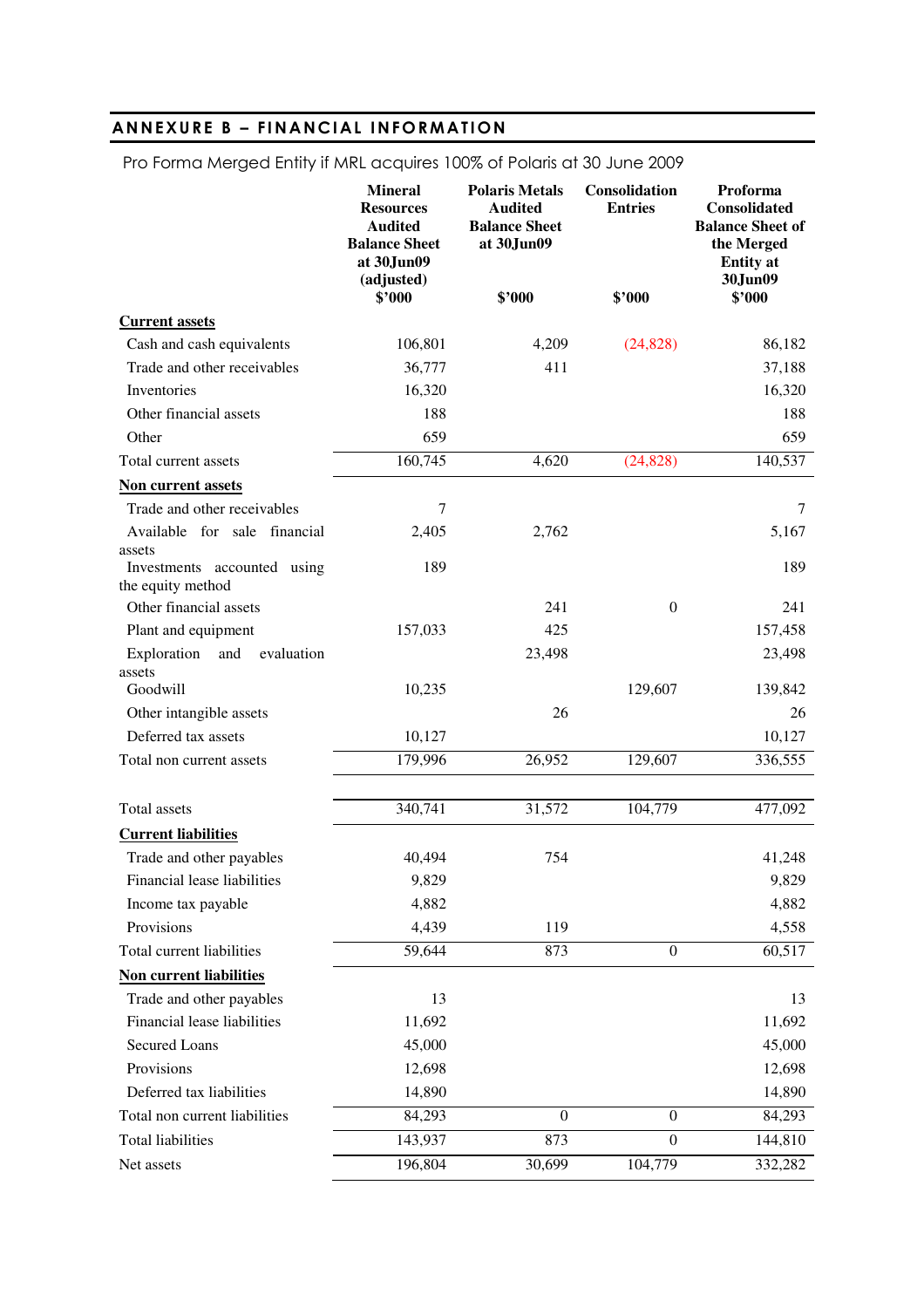## ANNEXURE B – FINANCIAL INFORMATION

Pro Forma Merged Entity if MRL acquires 100% of Polaris at 30 June 2009

| | Mineral Resources Audited Balance Sheet at 30Jun09 (adjusted) $'000 | Polaris Metals Audited Balance Sheet at 30Jun09 $'000 | Consolidation Entries $'000 | Proforma Consolidated Balance Sheet of the Merged Entity at 30Jun09 $'000 |
|---|---|---|---|---|
| **Current assets** | | | | |
| Cash and cash equivalents | 106,801 | 4,209 | (24,828) | 86,182 |
| Trade and other receivables | 36,777 | 411 | | 37,188 |
| Inventories | 16,320 | | | 16,320 |
| Other financial assets | 188 | | | 188 |
| Other | 659 | | | 659 |
| Total current assets | 160,745 | 4,620 | (24,828) | 140,537 |
| **Non current assets** | | | | |
| Trade and other receivables | 7 | | | 7 |
| Available for sale financial assets | 2,405 | 2,762 | | 5,167 |
| Investments accounted using the equity method | 189 | | | 189 |
| Other financial assets | | 241 | 0 | 241 |
| Plant and equipment | 157,033 | 425 | | 157,458 |
| Exploration and evaluation assets | | 23,498 | | 23,498 |
| Goodwill | 10,235 | | 129,607 | 139,842 |
| Other intangible assets | | 26 | | 26 |
| Deferred tax assets | 10,127 | | | 10,127 |
| Total non current assets | 179,996 | 26,952 | 129,607 | 336,555 |
| Total assets | 340,741 | 31,572 | 104,779 | 477,092 |
| **Current liabilities** | | | | |
| Trade and other payables | 40,494 | 754 | | 41,248 |
| Financial lease liabilities | 9,829 | | | 9,829 |
| Income tax payable | 4,882 | | | 4,882 |
| Provisions | 4,439 | 119 | | 4,558 |
| Total current liabilities | 59,644 | 873 | 0 | 60,517 |
| **Non current liabilities** | | | | |
| Trade and other payables | 13 | | | 13 |
| Financial lease liabilities | 11,692 | | | 11,692 |
| Secured Loans | 45,000 | | | 45,000 |
| Provisions | 12,698 | | | 12,698 |
| Deferred tax liabilities | 14,890 | | | 14,890 |
| Total non current liabilities | 84,293 | 0 | 0 | 84,293 |
| Total liabilities | 143,937 | 873 | 0 | 144,810 |
| Net assets | 196,804 | 30,699 | 104,779 | 332,282 |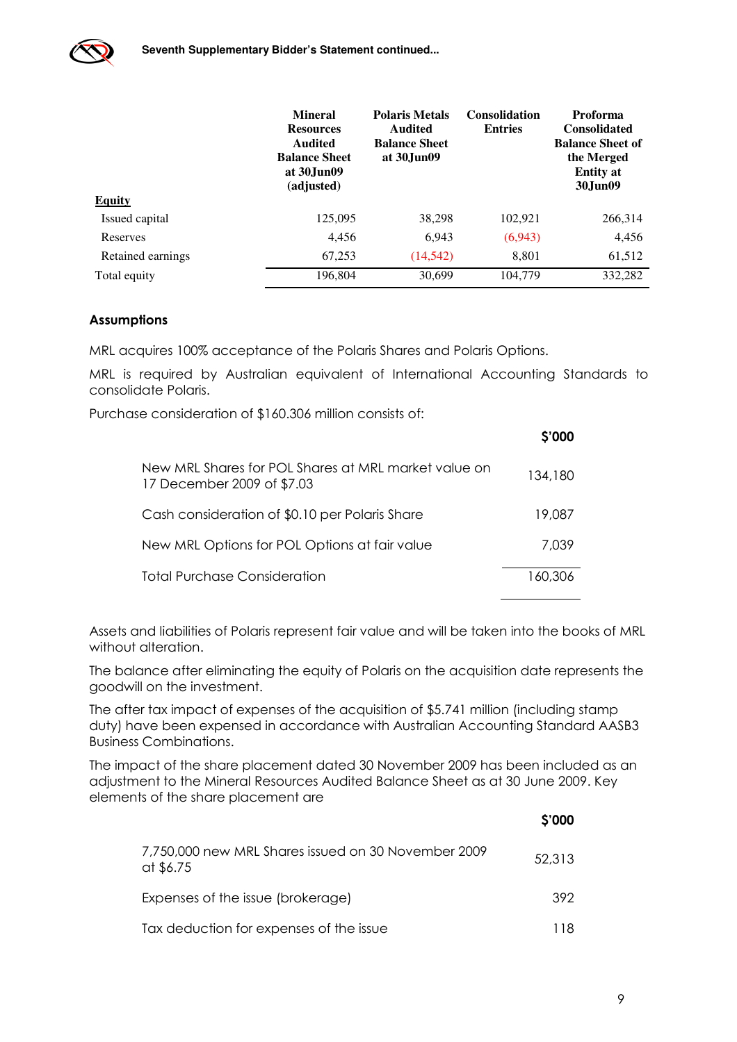| | Mineral Resources Audited Balance Sheet at 30Jun09 (adjusted) | Polaris Metals Audited Balance Sheet at 30Jun09 | Consolidation Entries | Proforma Consolidated Balance Sheet of the Merged Entity at 30Jun09 |
|---|---|---|---|---|
| **Equity** | | | | |
| Issued capital | 125,095 | 38,298 | 102,921 | 266,314 |
| Reserves | 4,456 | 6,943 | (6,943) | 4,456 |
| Retained earnings | 67,253 | (14,542) | 8,801 | 61,512 |
| Total equity | 196,804 | 30,699 | 104,779 | 332,282 |

### Assumptions

MRL acquires 100% acceptance of the Polaris Shares and Polaris Options.

MRL is required by Australian equivalent of International Accounting Standards to consolidate Polaris.

Purchase consideration of $160.306 million consists of:

| | $'000 |
|---|---|
| New MRL Shares for POL Shares at MRL market value on 17 December 2009 of $7.03 | 134,180 |
| Cash consideration of $0.10 per Polaris Share | 19,087 |
| New MRL Options for POL Options at fair value | 7,039 |
| Total Purchase Consideration | 160,306 |

Assets and liabilities of Polaris represent fair value and will be taken into the books of MRL without alteration.

The balance after eliminating the equity of Polaris on the acquisition date represents the goodwill on the investment.

The after tax impact of expenses of the acquisition of $5.741 million (including stamp duty) have been expensed in accordance with Australian Accounting Standard AASB3 Business Combinations.

The impact of the share placement dated 30 November 2009 has been included as an adjustment to the Mineral Resources Audited Balance Sheet as at 30 June 2009. Key elements of the share placement are

| | $'000 |
|---|---|
| 7,750,000 new MRL Shares issued on 30 November 2009 at $6.75 | 52,313 |
| Expenses of the issue (brokerage) | 392 |
| Tax deduction for expenses of the issue | 118 |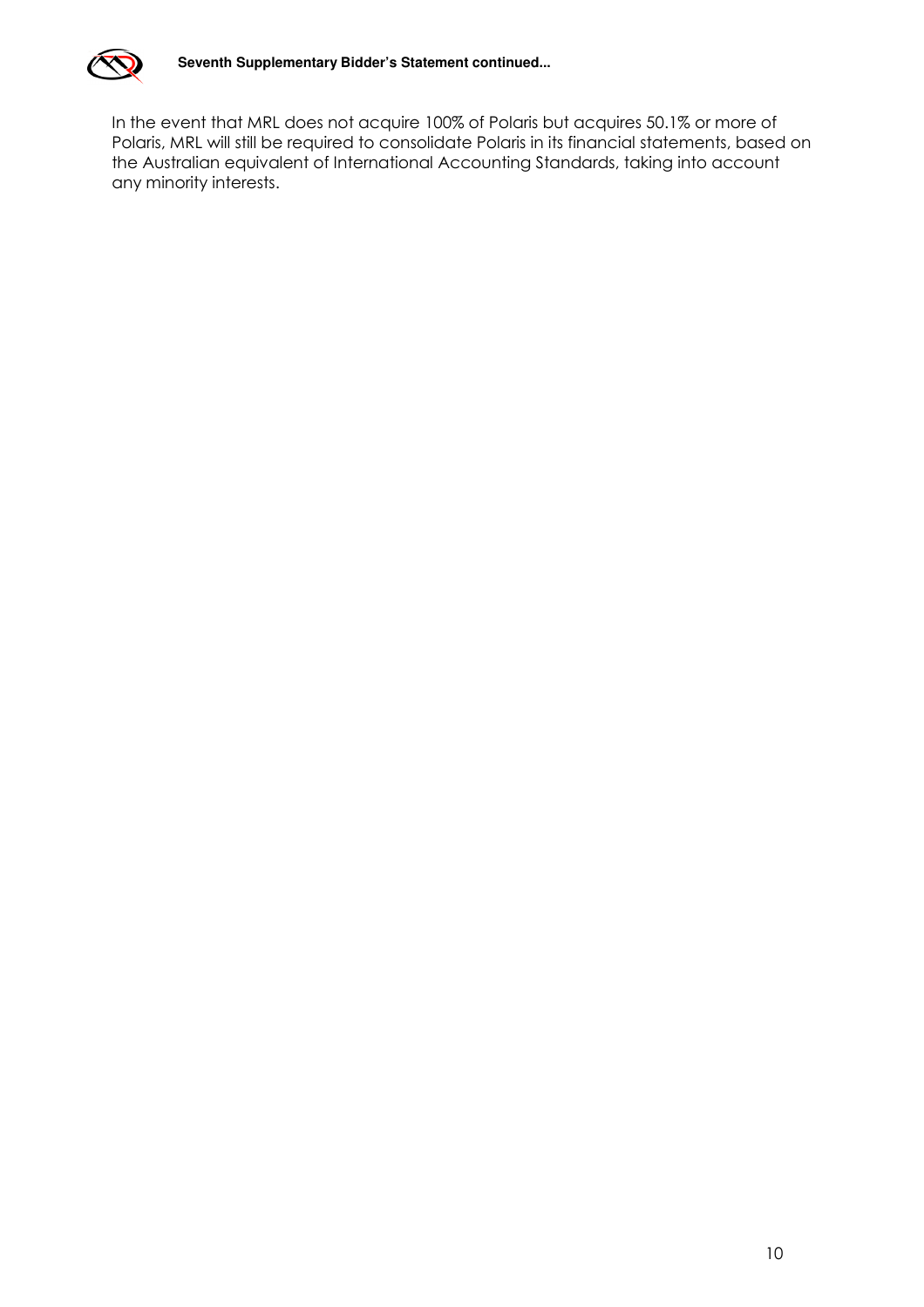In the event that MRL does not acquire 100% of Polaris but acquires 50.1% or more of Polaris, MRL will still be required to consolidate Polaris in its financial statements, based on the Australian equivalent of International Accounting Standards, taking into account any minority interests.